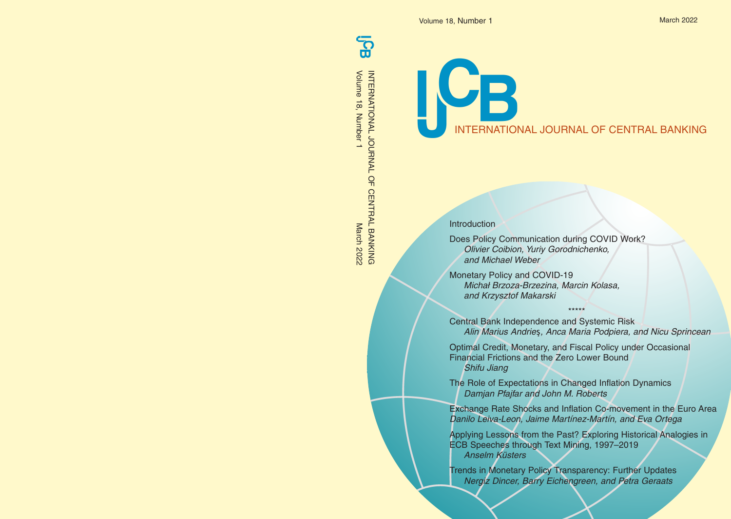Volume 18, Number 1

March 2022

# IJCB

## INTERNATIONAL JOURNAL OF CENTRAL BANKING

Introduction

Does Policy Communication during COVID Work?
*Olivier Coibion, Yuriy Gorodnichenko, and Michael Weber*

Monetary Policy and COVID-19
*Michał Brzoza-Brzezina, Marcin Kolasa, and Krzysztof Makarski*

*****

Central Bank Independence and Systemic Risk
*Alin Marius Andrieș, Anca Maria Podpiera, and Nicu Sprincean*

Optimal Credit, Monetary, and Fiscal Policy under Occasional Financial Frictions and the Zero Lower Bound
*Shifu Jiang*

The Role of Expectations in Changed Inflation Dynamics
*Damjan Pfajfar and John M. Roberts*

Exchange Rate Shocks and Inflation Co-movement in the Euro Area
*Danilo Leiva-Leon, Jaime Martínez-Martín, and Eva Ortega*

Applying Lessons from the Past? Exploring Historical Analogies in ECB Speeches through Text Mining, 1997–2019
*Anselm Küsters*

Trends in Monetary Policy Transparency: Further Updates
*Nergiz Dincer, Barry Eichengreen, and Petra Geraats*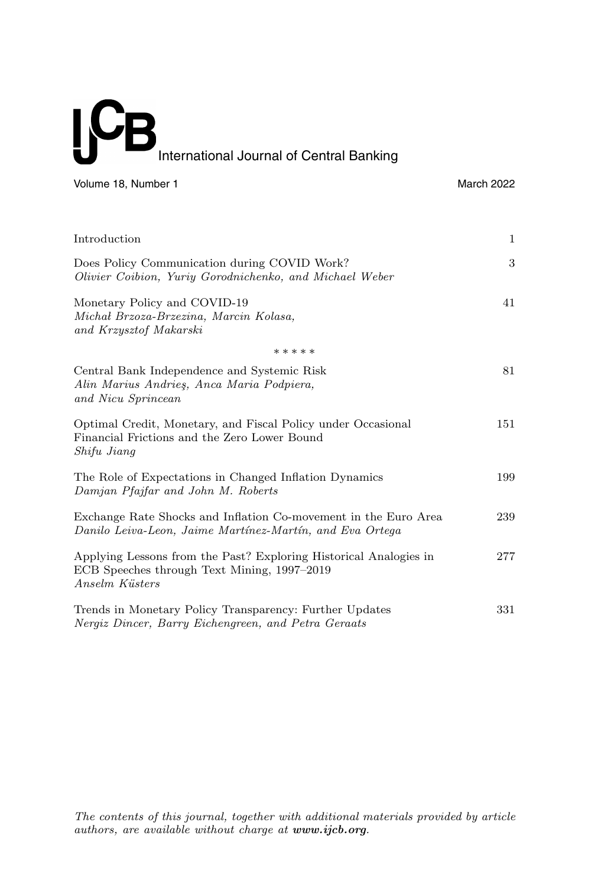# International Journal of Central Banking

Volume 18, Number 1 March 2022

| | |
|---|---|
| Introduction | 1 |
| Does Policy Communication during COVID Work?<br>*Olivier Coibion, Yuriy Gorodnichenko, and Michael Weber* | 3 |
| Monetary Policy and COVID-19<br>*Michał Brzoza-Brzezina, Marcin Kolasa, and Krzysztof Makarski* | 41 |
| * * * * * | |
| Central Bank Independence and Systemic Risk<br>*Alin Marius Andrieş, Anca Maria Podpiera, and Nicu Sprincean* | 81 |
| Optimal Credit, Monetary, and Fiscal Policy under Occasional Financial Frictions and the Zero Lower Bound<br>*Shifu Jiang* | 151 |
| The Role of Expectations in Changed Inflation Dynamics<br>*Damjan Pfajfar and John M. Roberts* | 199 |
| Exchange Rate Shocks and Inflation Co-movement in the Euro Area<br>*Danilo Leiva-Leon, Jaime Martínez-Martín, and Eva Ortega* | 239 |
| Applying Lessons from the Past? Exploring Historical Analogies in ECB Speeches through Text Mining, 1997–2019<br>*Anselm Küsters* | 277 |
| Trends in Monetary Policy Transparency: Further Updates<br>*Nergiz Dincer, Barry Eichengreen, and Petra Geraats* | 331 |

*The contents of this journal, together with additional materials provided by article authors, are available without charge at **www.ijcb.org**.*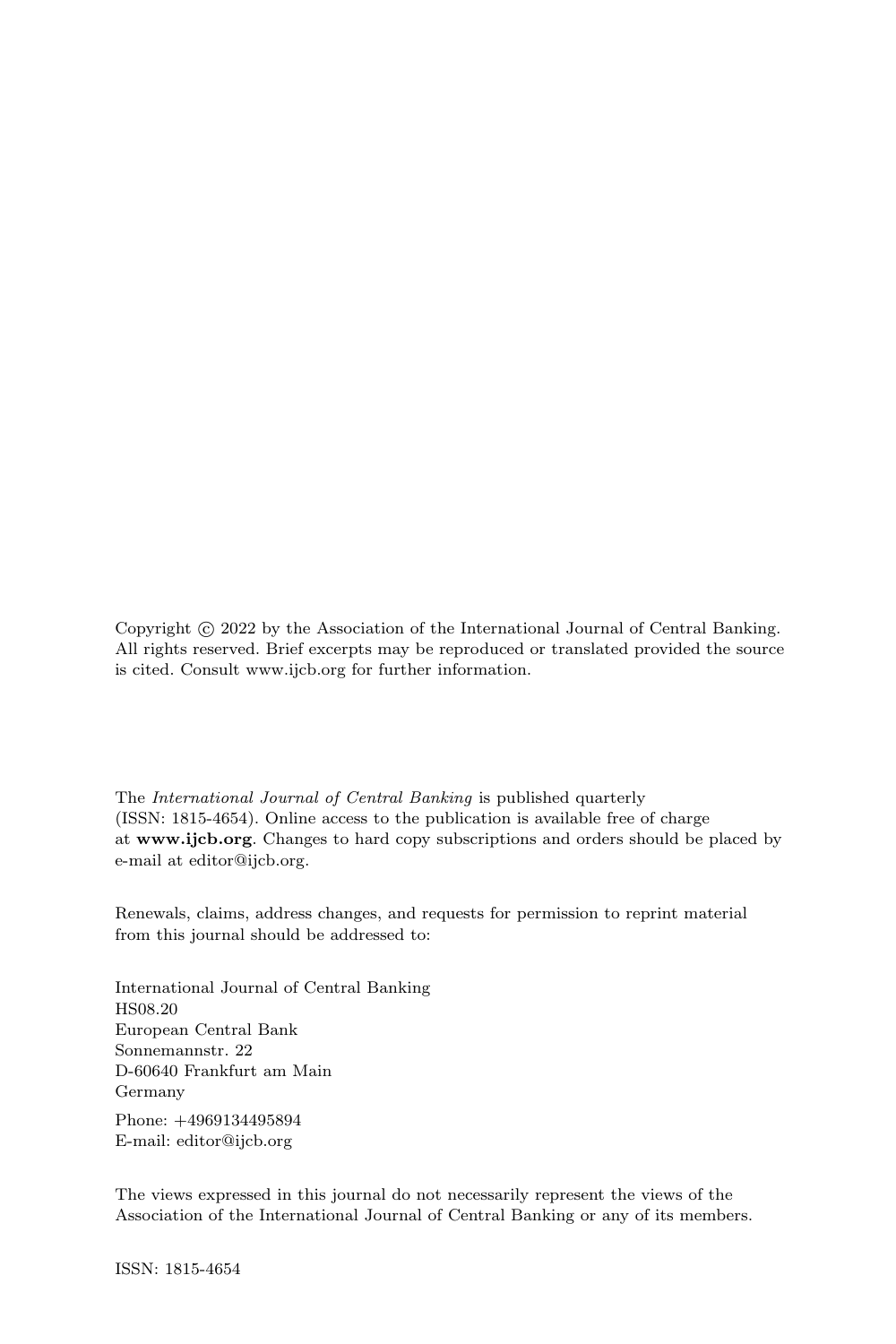Copyright © 2022 by the Association of the International Journal of Central Banking. All rights reserved. Brief excerpts may be reproduced or translated provided the source is cited. Consult www.ijcb.org for further information.

The *International Journal of Central Banking* is published quarterly (ISSN: 1815-4654). Online access to the publication is available free of charge at **www.ijcb.org**. Changes to hard copy subscriptions and orders should be placed by e-mail at editor@ijcb.org.

Renewals, claims, address changes, and requests for permission to reprint material from this journal should be addressed to:

International Journal of Central Banking  
HS08.20  
European Central Bank  
Sonnemannstr. 22  
D-60640 Frankfurt am Main  
Germany

Phone: +4969134495894  
E-mail: editor@ijcb.org

The views expressed in this journal do not necessarily represent the views of the Association of the International Journal of Central Banking or any of its members.

ISSN: 1815-4654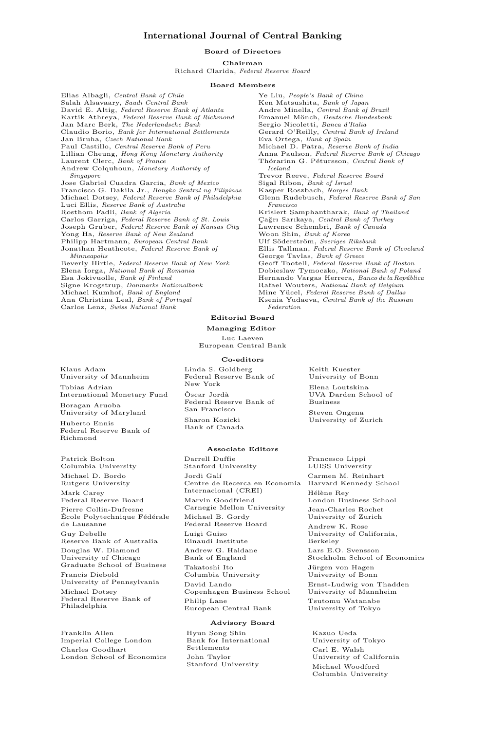# International Journal of Central Banking

## Board of Directors

### Chairman

Richard Clarida, *Federal Reserve Board*

### Board Members

Elias Albagli, *Central Bank of Chile*
Salah Alsavaary, *Saudi Central Bank*
David E. Altig, *Federal Reserve Bank of Atlanta*
Kartik Athreya, *Federal Reserve Bank of Richmond*
Jan Marc Berk, *The Nederlandsche Bank*
Claudio Borio, *Bank for International Settlements*
Jan Bruha, *Czech National Bank*
Paul Castillo, *Central Reserve Bank of Peru*
Lillian Cheung, *Hong Kong Monetary Authority*
Laurent Clerc, *Bank of France*
Andrew Colquhoun, *Monetary Authority of Singapore*
Jose Gabriel Cuadra Garcia, *Bank of Mexico*
Francisco G. Dakila Jr., *Bangko Sentral ng Pilipinas*
Michael Dotsey, *Federal Reserve Bank of Philadelphia*
Luci Ellis, *Reserve Bank of Australia*
Rosthom Fadli, *Bank of Algeria*
Carlos Garriga, *Federal Reserve Bank of St. Louis*
Joseph Gruber, *Federal Reserve Bank of Kansas City*
Yong Ha, *Reserve Bank of New Zealand*
Philipp Hartmann, *European Central Bank*
Jonathan Heathcote, *Federal Reserve Bank of Minneapolis*
Beverly Hirtle, *Federal Reserve Bank of New York*
Elena Iorga, *National Bank of Romania*
Esa Jokivuolle, *Bank of Finland*
Signe Krogstrup, *Danmarks Nationalbank*
Michael Kumhof, *Bank of England*
Ana Christina Leal, *Bank of Portugal*
Carlos Lenz, *Swiss National Bank*
Ye Liu, *People's Bank of China*
Ken Matsushita, *Bank of Japan*
Andre Minella, *Central Bank of Brazil*
Emanuel Mönch, *Deutsche Bundesbank*
Sergio Nicoletti, *Banca d'Italia*
Gerard O'Reilly, *Central Bank of Ireland*
Eva Ortega, *Bank of Spain*
Michael D. Patra, *Reserve Bank of India*
Anna Paulson, *Federal Reserve Bank of Chicago*
Thórarinn G. Pétursson, *Central Bank of Iceland*
Trevor Reeve, *Federal Reserve Board*
Sigal Ribon, *Bank of Israel*
Kasper Roszbach, *Norges Bank*
Glenn Rudebusch, *Federal Reserve Bank of San Francisco*
Krislert Samphantharak, *Bank of Thailand*
Çağrı Sarıkaya, *Central Bank of Turkey*
Lawrence Schembri, *Bank of Canada*
Woon Shin, *Bank of Korea*
Ulf Söderström, *Sveriges Riksbank*
Ellis Tallman, *Federal Reserve Bank of Cleveland*
George Tavlas, *Bank of Greece*
Geoff Tootell, *Federal Reserve Bank of Boston*
Dobieslaw Tymoczko, *National Bank of Poland*
Hernando Vargas Herrera, *Banco de la República*
Rafael Wouters, *National Bank of Belgium*
Mine Yücel, *Federal Reserve Bank of Dallas*
Ksenia Yudaeva, *Central Bank of the Russian Federation*

## Editorial Board

### Managing Editor

Luc Laeven
European Central Bank

### Co-editors

Klaus Adam
University of Mannheim

Tobias Adrian
International Monetary Fund

Boragan Aruoba
University of Maryland

Huberto Ennis
Federal Reserve Bank of Richmond

Linda S. Goldberg
Federal Reserve Bank of New York

Òscar Jordà
Federal Reserve Bank of San Francisco

Sharon Kozicki
Bank of Canada

Keith Kuester
University of Bonn

Elena Loutskina
UVA Darden School of Business

Steven Ongena
University of Zurich

### Associate Editors

Patrick Bolton
Columbia University

Michael D. Bordo
Rutgers University

Mark Carey
Federal Reserve Board

Pierre Collin-Dufresne
École Polytechnique Fédérale de Lausanne

Guy Debelle
Reserve Bank of Australia

Douglas W. Diamond
University of Chicago Graduate School of Business

Francis Diebold
University of Pennsylvania

Michael Dotsey
Federal Reserve Bank of Philadelphia

Darrell Duffie
Stanford University

Jordi Galí
Centre de Recerca en Economia Internacional (CREI)

Marvin Goodfriend
Carnegie Mellon University

Michael B. Gordy
Federal Reserve Board

Luigi Guiso
Einaudi Institute

Andrew G. Haldane
Bank of England

Takatoshi Ito
Columbia University

David Lando
Copenhagen Business School

Philip Lane
European Central Bank

Francesco Lippi
LUISS University

Carmen M. Reinhart
Harvard Kennedy School

Hélène Rey
London Business School

Jean-Charles Rochet
University of Zurich

Andrew K. Rose
University of California, Berkeley

Lars E.O. Svensson
Stockholm School of Economics

Jürgen von Hagen
University of Bonn

Ernst-Ludwig von Thadden
University of Mannheim

Tsutomu Watanabe
University of Tokyo

### Advisory Board

Franklin Allen
Imperial College London

Charles Goodhart
London School of Economics

Hyun Song Shin
Bank for International Settlements

John Taylor
Stanford University

Kazuo Ueda
University of Tokyo

Carl E. Walsh
University of California

Michael Woodford
Columbia University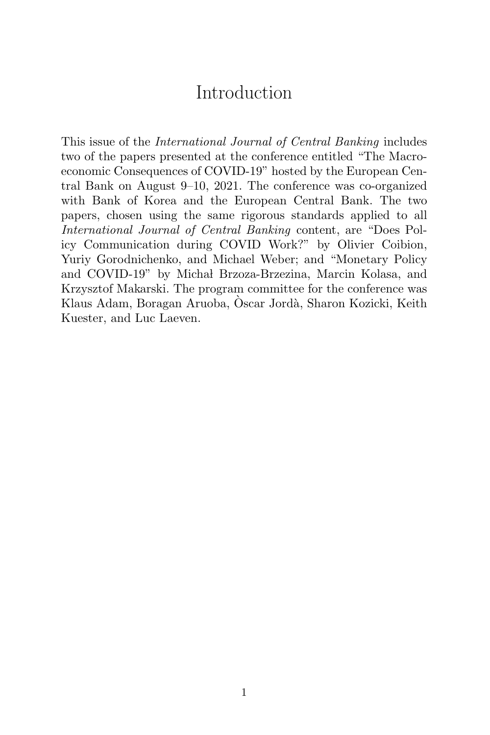# Introduction

This issue of the *International Journal of Central Banking* includes two of the papers presented at the conference entitled "The Macroeconomic Consequences of COVID-19" hosted by the European Central Bank on August 9–10, 2021. The conference was co-organized with Bank of Korea and the European Central Bank. The two papers, chosen using the same rigorous standards applied to all *International Journal of Central Banking* content, are "Does Policy Communication during COVID Work?" by Olivier Coibion, Yuriy Gorodnichenko, and Michael Weber; and "Monetary Policy and COVID-19" by Michał Brzoza-Brzezina, Marcin Kolasa, and Krzysztof Makarski. The program committee for the conference was Klaus Adam, Boragan Aruoba, Òscar Jordà, Sharon Kozicki, Keith Kuester, and Luc Laeven.